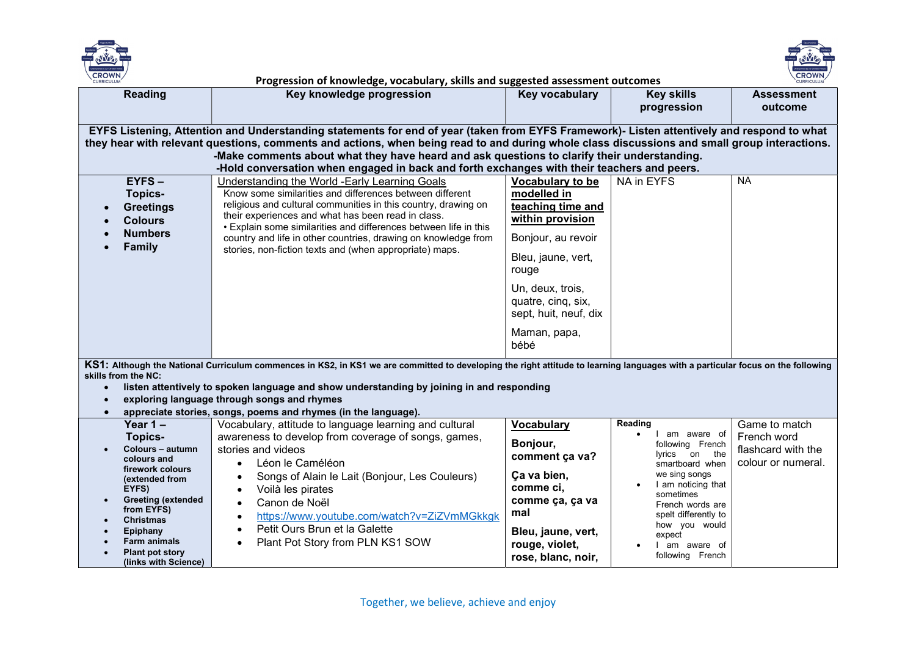## Progression of knowledge, vocabulary, skills and suggested assessment outcomes

| Reading | Key knowledge progression | Key vocabulary | Key skills progression | Assessment outcome |
|---|---|---|---|---|
| **EYFS Listening, Attention and Understanding statements for end of year (taken from EYFS Framework)- Listen attentively and respond to what they hear with relevant questions, comments and actions, when being read to and during whole class discussions and small group interactions. -Make comments about what they have heard and ask questions to clarify their understanding. -Hold conversation when engaged in back and forth exchanges with their teachers and peers.** | | | | |
| **EYFS – Topics-** <br>• **Greetings** <br>• **Colours** <br>• **Numbers** <br>• **Family** | Understanding the World -Early Learning Goals <br>Know some similarities and differences between different religious and cultural communities in this country, drawing on their experiences and what has been read in class. <br>• Explain some similarities and differences between life in this country and life in other countries, drawing on knowledge from stories, non-fiction texts and (when appropriate) maps. | **Vocabulary to be modelled in teaching time and within provision** <br>Bonjour, au revoir <br>Bleu, jaune, vert, rouge <br>Un, deux, trois, quatre, cinq, six, sept, huit, neuf, dix <br>Maman, papa, bébé | NA in EYFS | NA |
| **KS1: Although the National Curriculum commences in KS2, in KS1 we are committed to developing the right attitude to learning languages with a particular focus on the following skills from the NC:** <br>• **listen attentively to spoken language and show understanding by joining in and responding** <br>• **exploring language through songs and rhymes** <br>• **appreciate stories, songs, poems and rhymes (in the language).** | | | | |
| **Year 1 – Topics-** <br>• **Colours – autumn colours and firework colours (extended from EYFS)** <br>• **Greeting (extended from EYFS)** <br>• **Christmas** <br>• **Epiphany** <br>• **Farm animals** <br>• **Plant pot story (links with Science)** | Vocabulary, attitude to language learning and cultural awareness to develop from coverage of songs, games, stories and videos <br>• Léon le Caméléon <br>• Songs of Alain le Lait (Bonjour, Les Couleurs) <br>• Voilà les pirates <br>• Canon de Noël <br>• https://www.youtube.com/watch?v=ZiZVmMGkkgk <br>• Petit Ours Brun et la Galette <br>• Plant Pot Story from PLN KS1 SOW | **Vocabulary** <br>**Bonjour, comment ça va?** <br>**Ça va bien, comme ci, comme ça, ça va mal** <br>**Bleu, jaune, vert, rouge, violet, rose, blanc, noir,** | **Reading** <br>• I am aware of following French lyrics on the smartboard when we sing songs <br>• I am noticing that sometimes French words are spelt differently to how you would expect <br>• I am aware of following French | Game to match French word flashcard with the colour or numeral. |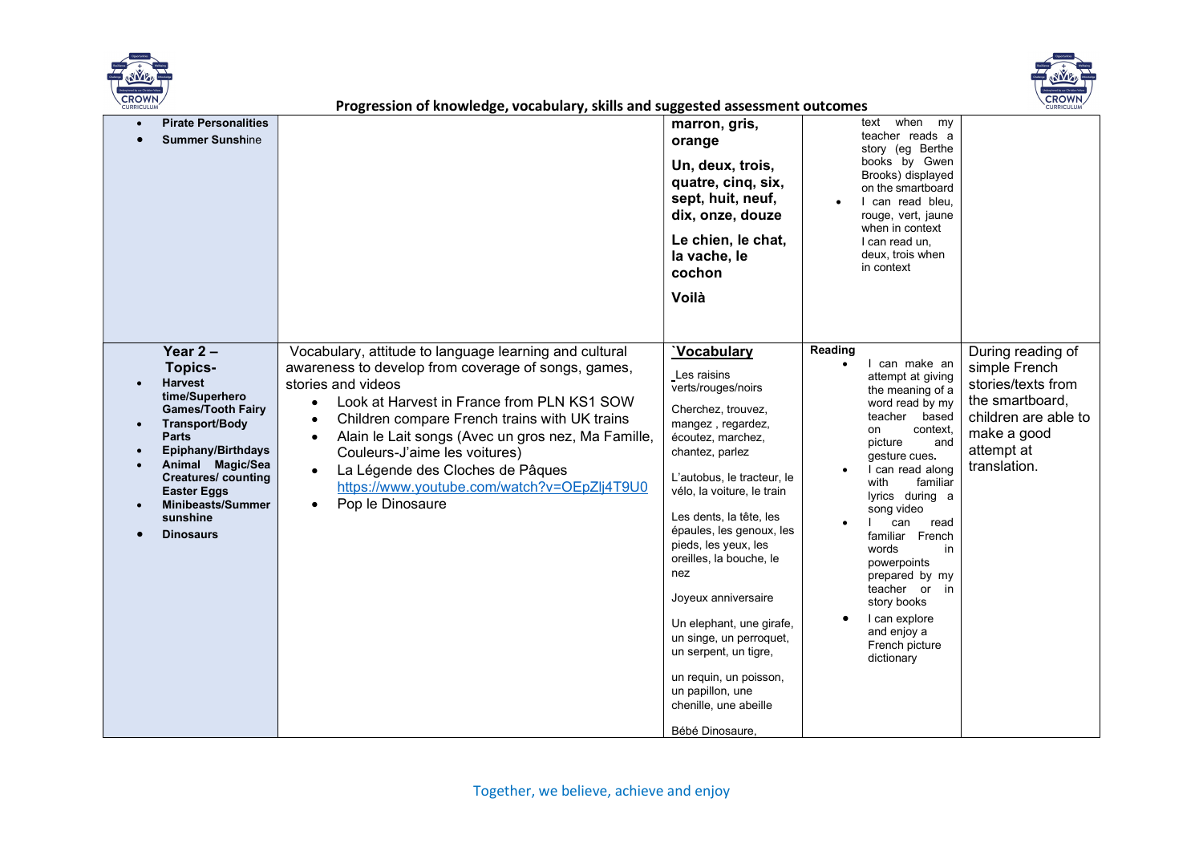## Progression of knowledge, vocabulary, skills and suggested assessment outcomes

| | | | | |
|---|---|---|---|---|
| • **Pirate Personalities**<br>• **Summer Sunshine** | | **marron, gris, orange**<br><br>**Un, deux, trois, quatre, cinq, six, sept, huit, neuf, dix, onze, douze**<br><br>**Le chien, le chat, la vache, le cochon**<br><br>**Voilà** | text when my teacher reads a story (eg Berthe books by Gwen Brooks) displayed on the smartboard<br>• I can read bleu, rouge, vert, jaune when in context<br>I can read un, deux, trois when in context | |
| **Year 2 – Topics-**<br>• **Harvest time/Superhero Games/Tooth Fairy**<br>• **Transport/Body Parts**<br>• **Epiphany/Birthdays**<br>• **Animal Magic/Sea Creatures/ counting Easter Eggs**<br>• **Minibeasts/Summer sunshine**<br>• **Dinosaurs** | Vocabulary, attitude to language learning and cultural awareness to develop from coverage of songs, games, stories and videos<br>• Look at Harvest in France from PLN KS1 SOW<br>• Children compare French trains with UK trains<br>• Alain le Lait songs (Avec un gros nez, Ma Famille, Couleurs-J'aime les voitures)<br>• La Légende des Cloches de Pâques https://www.youtube.com/watch?v=OEpZlj4T9U0<br>• Pop le Dinosaure | **`Vocabulary**<br><br>_Les raisins verts/rouges/noirs<br><br>Cherchez, trouvez, mangez , regardez, écoutez, marchez, chantez, parlez<br><br>L'autobus, le tracteur, le vélo, la voiture, le train<br><br>Les dents, la tête, les épaules, les genoux, les pieds, les yeux, les oreilles, la bouche, le nez<br><br>Joyeux anniversaire<br><br>Un elephant, une girafe, un singe, un perroquet, un serpent, un tigre,<br><br>un requin, un poisson, un papillon, une chenille, une abeille<br><br>Bébé Dinosaure, | **Reading**<br>• I can make an attempt at giving the meaning of a word read by my teacher based on context, picture and gesture cues.<br>• I can read along with familiar lyrics during a song video<br>• I can read familiar French words in powerpoints prepared by my teacher or in story books<br>• I can explore and enjoy a French picture dictionary | During reading of simple French stories/texts from the smartboard, children are able to make a good attempt at translation. |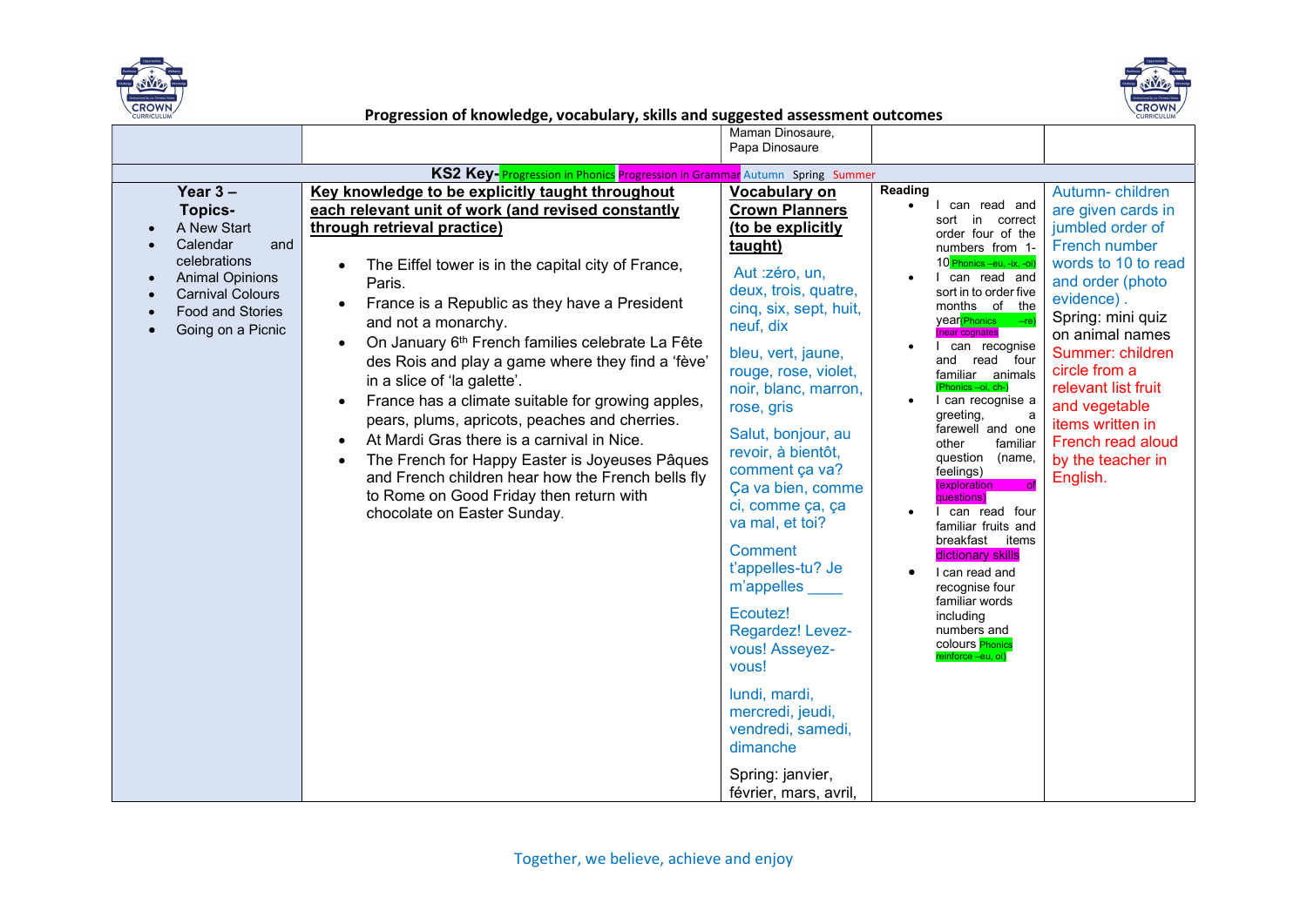## Progression of knowledge, vocabulary, skills and suggested assessment outcomes

| | | Maman Dinosaure, Papa Dinosaure | | |
|---|---|---|---|---|
| **KS2 Key-** Progression in Phonics Progression in Grammar Autumn Spring Summer | | | | |
| **Year 3 – Topics-**<br>• A New Start<br>• Calendar and celebrations<br>• Animal Opinions<br>• Carnival Colours<br>• Food and Stories<br>• Going on a Picnic | **Key knowledge to be explicitly taught throughout each relevant unit of work (and revised constantly through retrieval practice)**<br>• The Eiffel tower is in the capital city of France, Paris.<br>• France is a Republic as they have a President and not a monarchy.<br>• On January 6th French families celebrate La Fête des Rois and play a game where they find a 'fève' in a slice of 'la galette'.<br>• France has a climate suitable for growing apples, pears, plums, apricots, peaches and cherries.<br>• At Mardi Gras there is a carnival in Nice.<br>• The French for Happy Easter is Joyeuses Pâques and French children hear how the French bells fly to Rome on Good Friday then return with chocolate on Easter Sunday. | **Vocabulary on Crown Planners (to be explicitly taught)**<br>Aut :zéro, un, deux, trois, quatre, cinq, six, sept, huit, neuf, dix<br>bleu, vert, jaune, rouge, rose, violet, noir, blanc, marron, rose, gris<br>Salut, bonjour, au revoir, à bientôt, comment ça va? Ça va bien, comme ci, comme ça, ça va mal, et toi?<br>Comment t'appelles-tu? Je m'appelles ____<br>Ecoutez! Regardez! Levez-vous! Asseyez-vous!<br>lundi, mardi, mercredi, jeudi, vendredi, samedi, dimanche<br>Spring: janvier, février, mars, avril, | **Reading**<br>• I can read and sort in correct order four of the numbers from 1-10 Phonics –eu, -ix, -oi)<br>• I can read and sort in to order five months of the year Phonics –re) (near cognates<br>• I can recognise and read four familiar animals (Phonics –oi, ch-)<br>• I can recognise a greeting, a farewell and one other familiar question (name, feelings) (exploration of questions)<br>• I can read four familiar fruits and breakfast items dictionary skills<br>• I can read and recognise four familiar words including numbers and colours Phonics reinforce –eu, oi) | Autumn- children are given cards in jumbled order of French number words to 10 to read and order (photo evidence) .<br>Spring: mini quiz on animal names<br>Summer: children circle from a relevant list fruit and vegetable items written in French read aloud by the teacher in English. |

Together, we believe, achieve and enjoy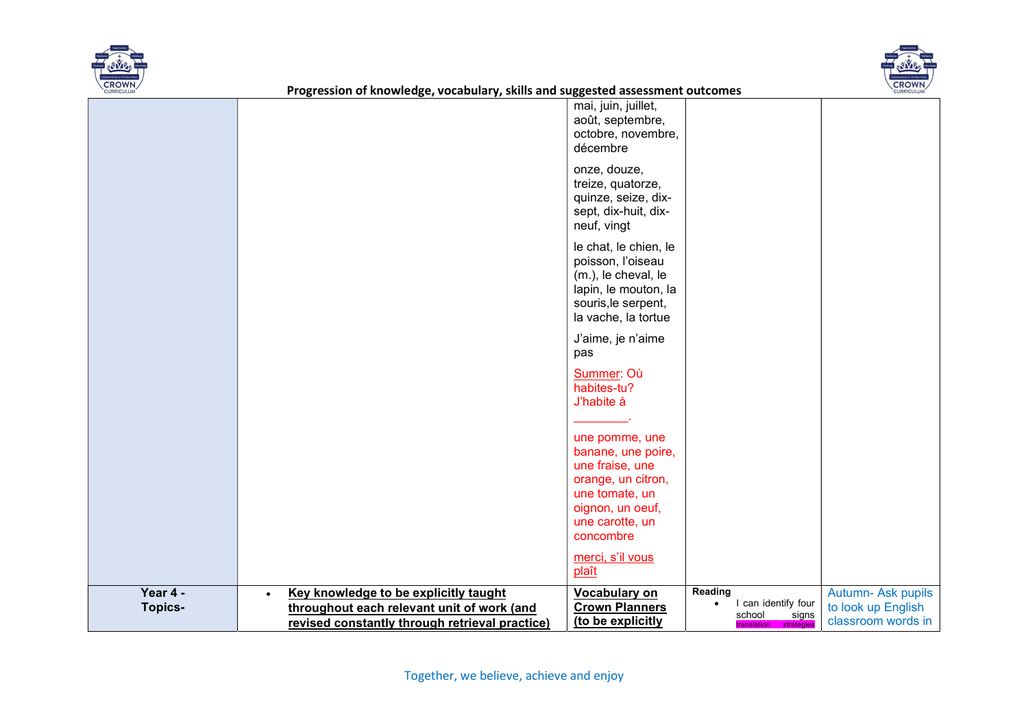## Progression of knowledge, vocabulary, skills and suggested assessment outcomes

| | | | | |
|---|---|---|---|---|
| | | mai, juin, juillet, août, septembre, octobre, novembre, décembre<br><br>onze, douze, treize, quatorze, quinze, seize, dix-sept, dix-huit, dix-neuf, vingt<br><br>le chat, le chien, le poisson, l'oiseau (m.), le cheval, le lapin, le mouton, la souris,le serpent, la vache, la tortue<br><br>J'aime, je n'aime pas<br><br>Summer: Où habites-tu? J'habite à ________.<br><br>une pomme, une banane, une poire, une fraise, une orange, un citron, une tomate, un oignon, un oeuf, une carotte, un concombre<br><br>merci, s'il vous plaît | | |
| **Year 4 - Topics-** | • **Key knowledge to be explicitly taught throughout each relevant unit of work (and revised constantly through retrieval practice)** | **Vocabulary on Crown Planners (to be explicitly** | **Reading**<br>• I can identify four school signs translation strategies | Autumn- Ask pupils to look up English classroom words in |

Together, we believe, achieve and enjoy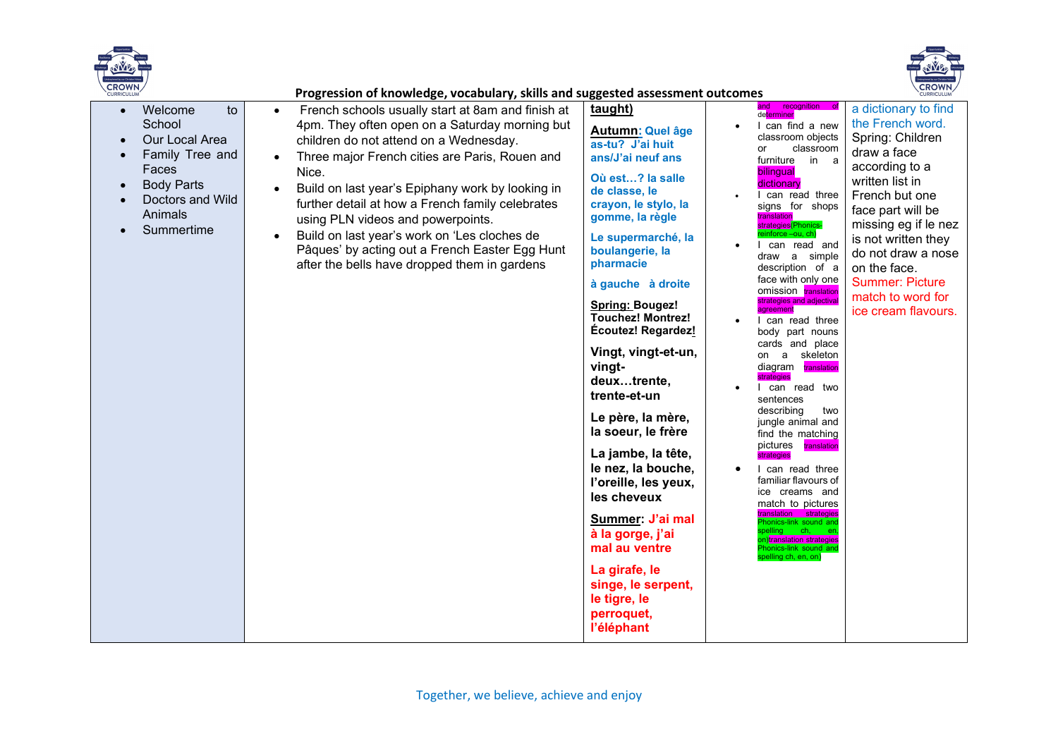## Progression of knowledge, vocabulary, skills and suggested assessment outcomes

| | | | | |
|---|---|---|---|---|
| • Welcome to School<br>• Our Local Area<br>• Family Tree and Faces<br>• Body Parts<br>• Doctors and Wild Animals<br>• Summertime | • French schools usually start at 8am and finish at 4pm. They often open on a Saturday morning but children do not attend on a Wednesday.<br>• Three major French cities are Paris, Rouen and Nice.<br>• Build on last year's Epiphany work by looking in further detail at how a French family celebrates using PLN videos and powerpoints.<br>• Build on last year's work on 'Les cloches de Pâques' by acting out a French Easter Egg Hunt after the bells have dropped them in gardens | **taught)**<br><br>**Autumn: Quel âge as-tu? J'ai huit ans/J'ai neuf ans**<br><br>**Où est…? la salle de classe, le crayon, le stylo, la gomme, la règle**<br><br>**Le supermarché, la boulangerie, la pharmacie**<br><br>**à gauche à droite**<br><br>**Spring: Bougez! Touchez! Montrez! Écoutez! Regardez!**<br><br>**Vingt, vingt-et-un, vingt-deux…trente, trente-et-un**<br><br>**Le père, la mère, la soeur, le frère**<br><br>**La jambe, la tête, le nez, la bouche, l'oreille, les yeux, les cheveux**<br><br>**Summer: J'ai mal à la gorge, j'ai mal au ventre**<br><br>**La girafe, le singe, le serpent, le tigre, le perroquet, l'éléphant** | and recognition of determiner<br>• I can find a new classroom objects or classroom furniture in a bilingual dictionary<br>• I can read three signs for shops translation strategies(Phonics-reinforce –ou, ch)<br>• I can read and draw a simple description of a face with only one omission translation strategies and adjectival agreement<br>• I can read three body part nouns cards and place on a skeleton diagram translation strategies<br>• I can read two sentences describing two jungle animal and find the matching pictures translation strategies<br>• I can read three familiar flavours of ice creams and match to pictures translation strategies Phonics-link sound and spelling ch, en, on)translation strategies Phonics-link sound and spelling ch, en, on) | a dictionary to find the French word.<br>Spring: Children draw a face according to a written list in French but one face part will be missing eg if le nez is not written they do not draw a nose on the face.<br>Summer: Picture match to word for ice cream flavours. |

Together, we believe, achieve and enjoy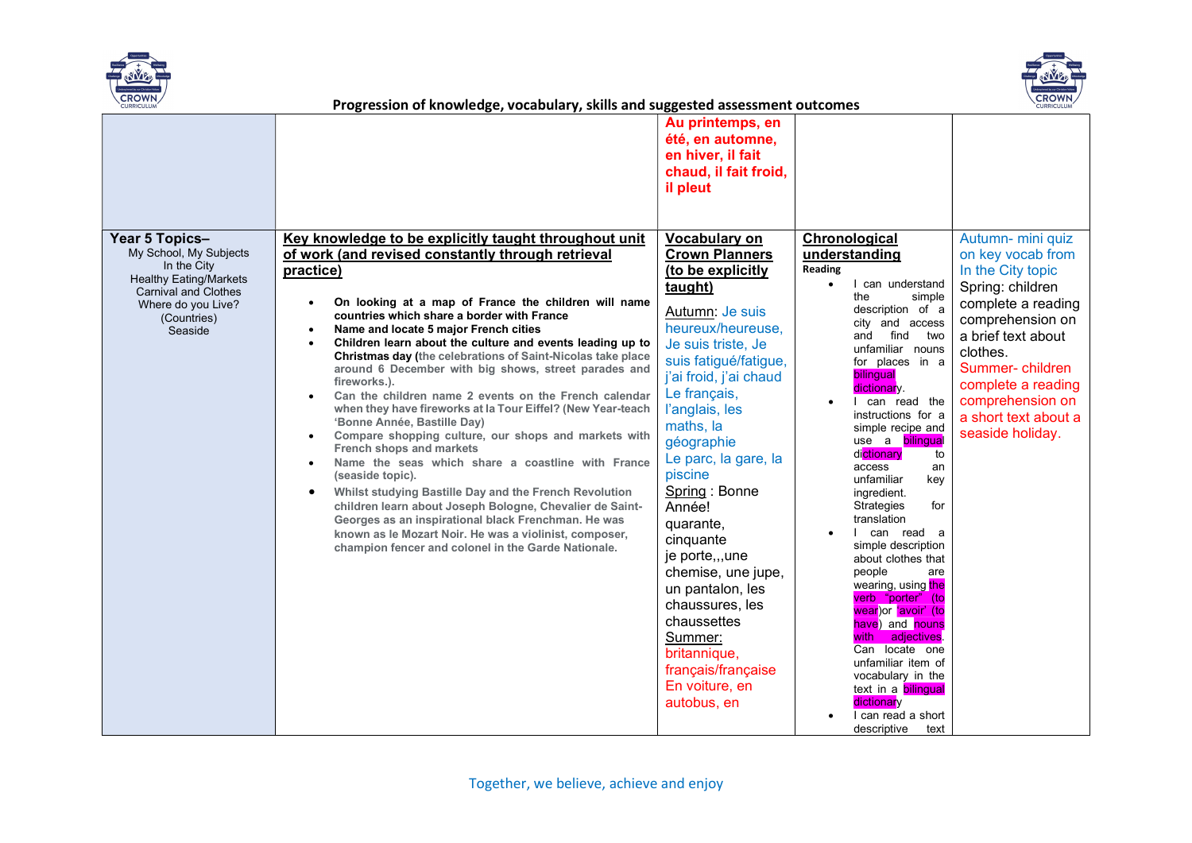## Progression of knowledge, vocabulary, skills and suggested assessment outcomes

| | | | | |
|---|---|---|---|---|
| | | Au printemps, en été, en automne, en hiver, il fait chaud, il fait froid, il pleut | | |
| **Year 5 Topics–**<br>My School, My Subjects<br>In the City<br>Healthy Eating/Markets<br>Carnival and Clothes<br>Where do you Live? (Countries)<br>Seaside | **Key knowledge to be explicitly taught throughout unit of work (and revised constantly through retrieval practice)**<br>• **On looking at a map of France the children will name countries which share a border with France**<br>• **Name and locate 5 major French cities**<br>• **Children learn about the culture and events leading up to Christmas day (the celebrations of Saint-Nicolas take place around 6 December with big shows, street parades and fireworks.).**<br>• **Can the children name 2 events on the French calendar when they have fireworks at la Tour Eiffel? (New Year-teach 'Bonne Année, Bastille Day)**<br>• **Compare shopping culture, our shops and markets with French shops and markets**<br>• **Name the seas which share a coastline with France (seaside topic).**<br>• **Whilst studying Bastille Day and the French Revolution children learn about Joseph Bologne, Chevalier de Saint-Georges as an inspirational black Frenchman. He was known as le Mozart Noir. He was a violinist, composer, champion fencer and colonel in the Garde Nationale.** | **Vocabulary on Crown Planners (to be explicitly taught)**<br>Autumn: Je suis heureux/heureuse, Je suis triste, Je suis fatigué/fatigue, j'ai froid, j'ai chaud Le français, l'anglais, les maths, la géographie Le parc, la gare, la piscine<br>Spring : Bonne Année!<br>quarante, cinquante<br>je porte,,,une chemise, une jupe, un pantalon, les chaussures, les chaussettes<br>Summer: britannique, français/française En voiture, en autobus, en | **Chronological understanding**<br>**Reading**<br>• I can understand the simple description of a city and access and find two unfamiliar nouns for places in a bilingual dictionary.<br>• I can read the instructions for a simple recipe and use a bilingual dictionary to access an unfamiliar key ingredient. Strategies for translation<br>• I can read a simple description about clothes that people are wearing, using the verb "porter" (to wear)or 'avoir' (to have) and nouns with adjectives. Can locate one unfamiliar item of vocabulary in the text in a bilingual dictionary<br>• I can read a short descriptive text | Autumn- mini quiz on key vocab from In the City topic<br>Spring: children complete a reading comprehension on a brief text about clothes.<br>Summer- children complete a reading comprehension on a short text about a seaside holiday. |

Together, we believe, achieve and enjoy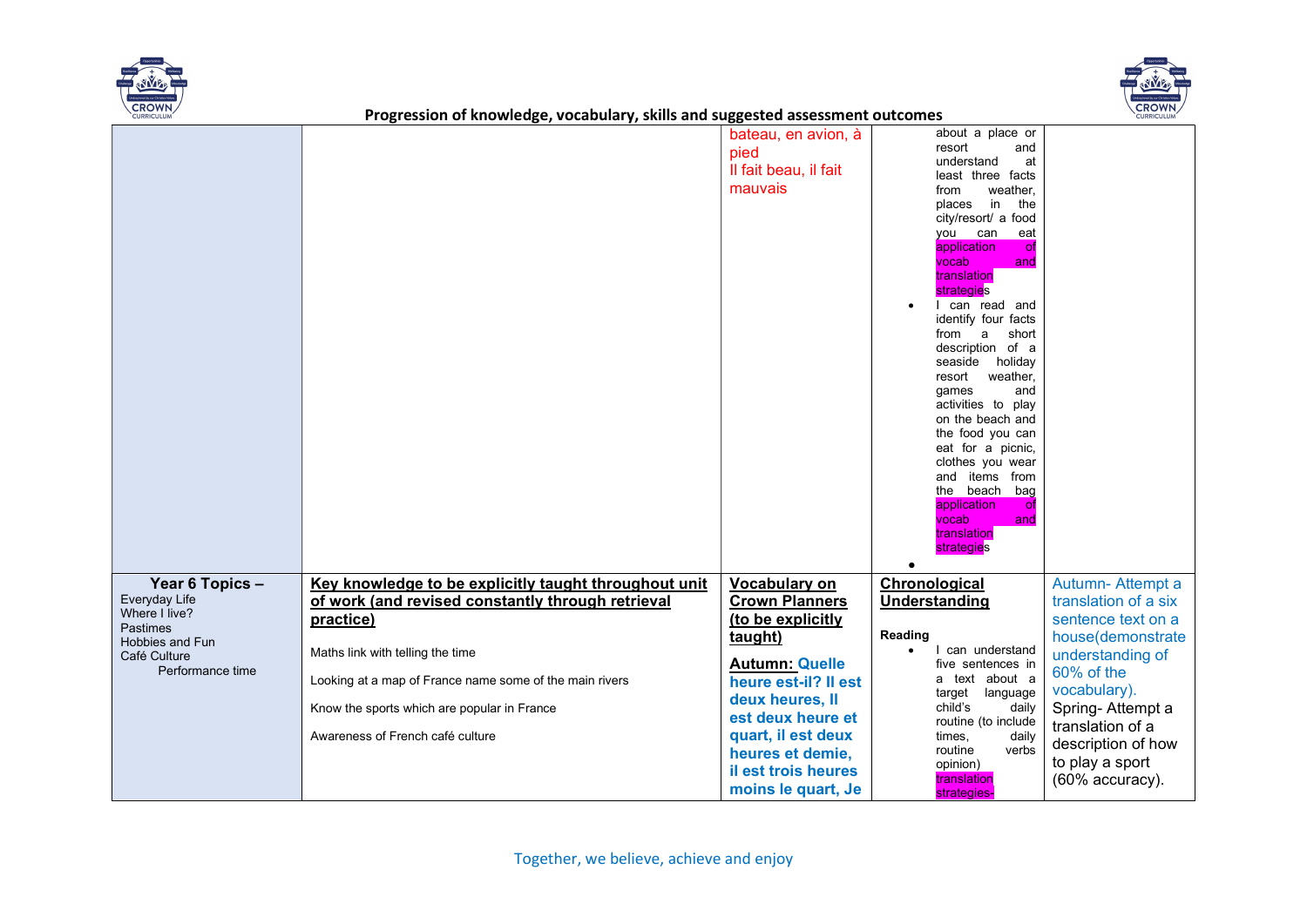| | | | | |
|---|---|---|---|---|
| | | bateau, en avion, à pied<br>Il fait beau, il fait mauvais | about a place or resort and understand at least three facts from weather, places in the city/resort/ a food you can eat application of vocab and translation strategies<br>• I can read and identify four facts from a short description of a seaside holiday resort weather, games and activities to play on the beach and the food you can eat for a picnic, clothes you wear and items from the beach bag application of vocab and translation strategies<br>• | |
| **Year 6 Topics –**<br>Everyday Life<br>Where I live?<br>Pastimes<br>Hobbies and Fun<br>Café Culture<br>Performance time | **Key knowledge to be explicitly taught throughout unit of work (and revised constantly through retrieval practice)**<br><br>Maths link with telling the time<br><br>Looking at a map of France name some of the main rivers<br><br>Know the sports which are popular in France<br><br>Awareness of French café culture | **Vocabulary on Crown Planners (to be explicitly taught)**<br><br>**Autumn: Quelle heure est-il? Il est deux heures, Il est deux heure et quart, il est deux heures et demie, il est trois heures moins le quart, Je** | **Chronological Understanding**<br><br>**Reading**<br>• I can understand five sentences in a text about a target language child's daily routine (to include times, daily routine verbs opinion) translation strategies- | Autumn- Attempt a translation of a six sentence text on a house(demonstrate understanding of 60% of the vocabulary).<br>Spring- Attempt a translation of a description of how to play a sport (60% accuracy). |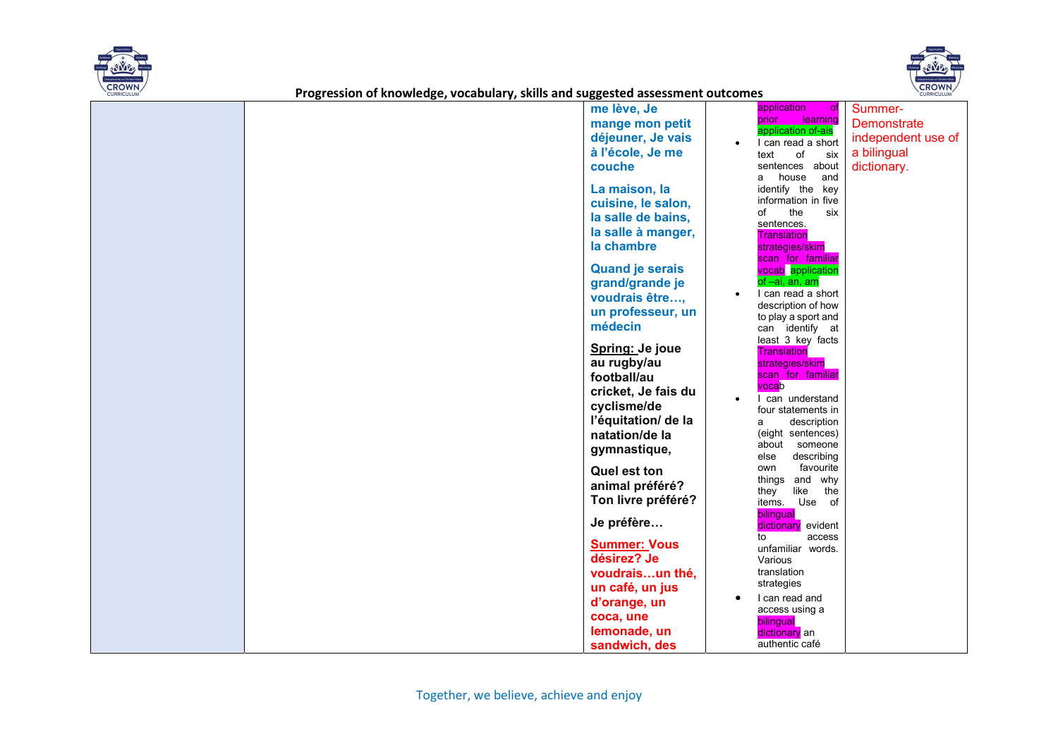## Progression of knowledge, vocabulary, skills and suggested assessment outcomes

| | | | | |
|---|---|---|---|---|
| | | **me lève, Je mange mon petit déjeuner, Je vais à l'école, Je me couche**<br><br>**La maison, la cuisine, le salon, la salle de bains, la salle à manger, la chambre**<br><br>**Quand je serais grand/grande je voudrais être…, un professeur, un médecin**<br><br>**<u>Spring:</u> Je joue au rugby/au football/au cricket, Je fais du cyclisme/de l'équitation/ de la natation/de la gymnastique,**<br><br>**Quel est ton animal préféré? Ton livre préféré?**<br><br>**Je préfère…**<br><br>**<u>Summer:</u> Vous désirez? Je voudrais…un thé, un café, un jus d'orange, un coca, une lemonade, un sandwich, des** | application of prior learning application of-ais<br>• I can read a short text of six sentences about a house and identify the key information in five of the six sentences. Translation strategies/skim scan for familiar vocab application of –ai, an, am<br>• I can read a short description of how to play a sport and can identify at least 3 key facts Translation strategies/skim scan for familiar vocab<br>• I can understand four statements in a description (eight sentences) about someone else describing own favourite things and why they like the items. Use of bilingual dictionary evident to access unfamiliar words. Various translation strategies<br>• I can read and access using a bilingual dictionary an authentic café | Summer- Demonstrate independent use of a bilingual dictionary. |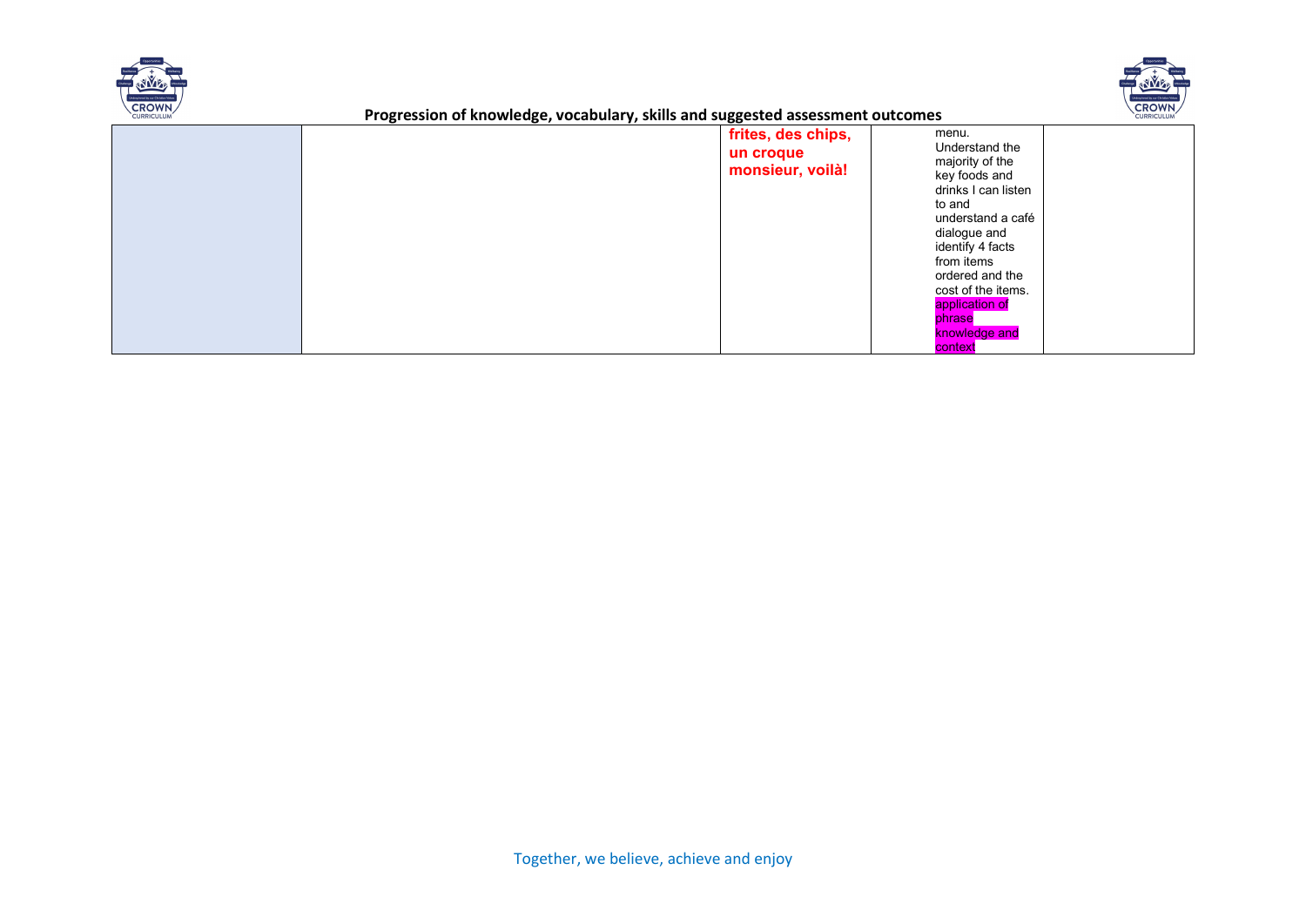## Progression of knowledge, vocabulary, skills and suggested assessment outcomes

| | | | | |
|---|---|---|---|---|
| | | **frites, des chips, un croque monsieur, voilà!** | menu. Understand the majority of the key foods and drinks I can listen to and understand a café dialogue and identify 4 facts from items ordered and the cost of the items. application of phrase knowledge and context | |

Together, we believe, achieve and enjoy